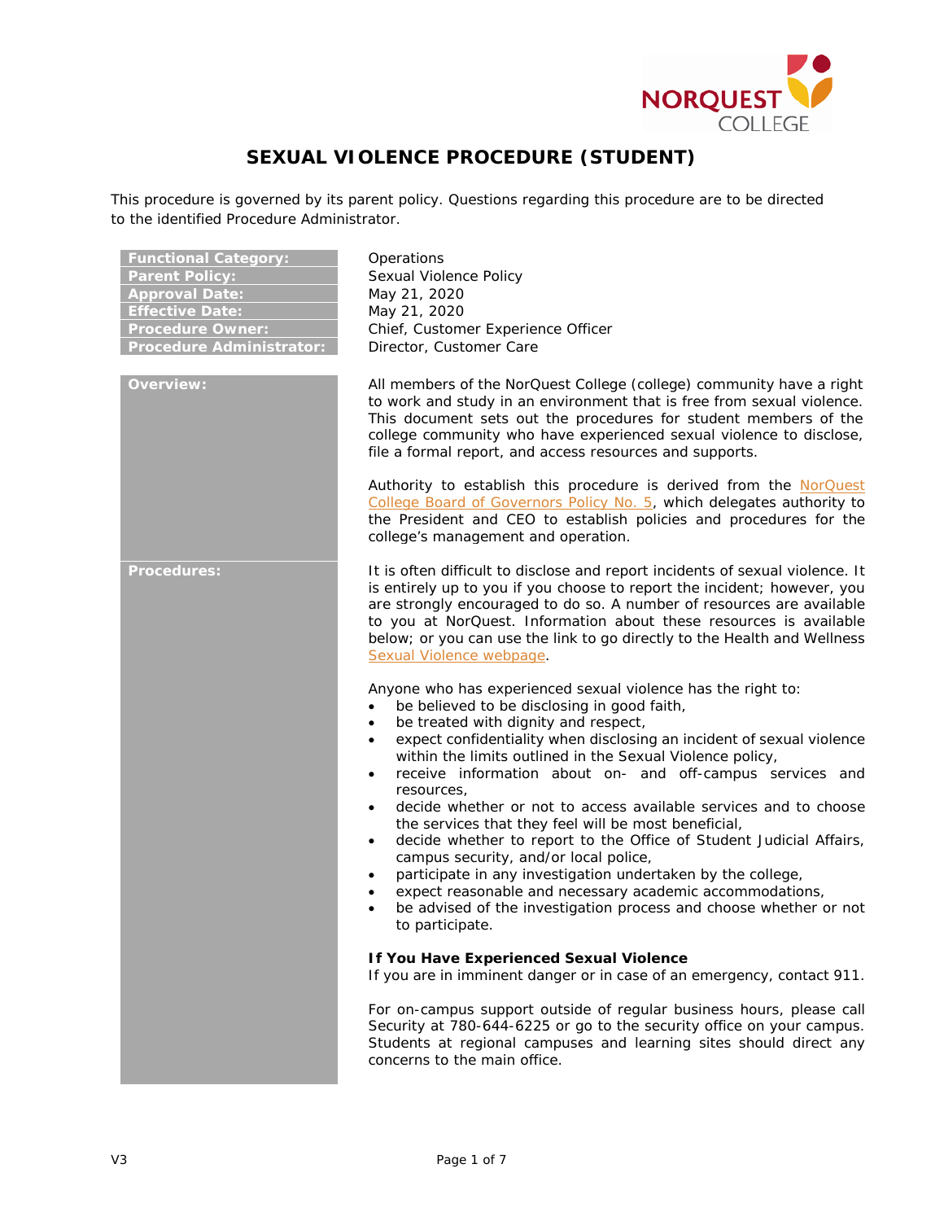# SEXUAL VIOLENCE PROCEDURE (STUDENT)

This procedure is governed by its parent policy. Questions regarding this procedure are to be directed to the identified Procedure Administrator.

| | |
|---|---|
| **Functional Category:** | Operations |
| **Parent Policy:** | Sexual Violence Policy |
| **Approval Date:** | May 21, 2020 |
| **Effective Date:** | May 21, 2020 |
| **Procedure Owner:** | Chief, Customer Experience Officer |
| **Procedure Administrator:** | Director, Customer Care |

## Overview:

All members of the NorQuest College (college) community have a right to work and study in an environment that is free from sexual violence. This document sets out the procedures for student members of the college community who have experienced sexual violence to disclose, file a formal report, and access resources and supports.

Authority to establish this procedure is derived from the NorQuest College Board of Governors Policy No. 5, which delegates authority to the President and CEO to establish policies and procedures for the college's management and operation.

## Procedures:

It is often difficult to disclose and report incidents of sexual violence. It is entirely up to you if you choose to report the incident; however, you are strongly encouraged to do so. A number of resources are available to you at NorQuest. Information about these resources is available below; or you can use the link to go directly to the Health and Wellness Sexual Violence webpage.

Anyone who has experienced sexual violence has the right to:

- be believed to be disclosing in good faith,
- be treated with dignity and respect,
- expect confidentiality when disclosing an incident of sexual violence within the limits outlined in the Sexual Violence policy,
- receive information about on- and off-campus services and resources,
- decide whether or not to access available services and to choose the services that they feel will be most beneficial,
- decide whether to report to the Office of Student Judicial Affairs, campus security, and/or local police,
- participate in any investigation undertaken by the college,
- expect reasonable and necessary academic accommodations,
- be advised of the investigation process and choose whether or not to participate.

### If You Have Experienced Sexual Violence

If you are in imminent danger or in case of an emergency, contact 911.

For on-campus support outside of regular business hours, please call Security at 780-644-6225 or go to the security office on your campus. Students at regional campuses and learning sites should direct any concerns to the main office.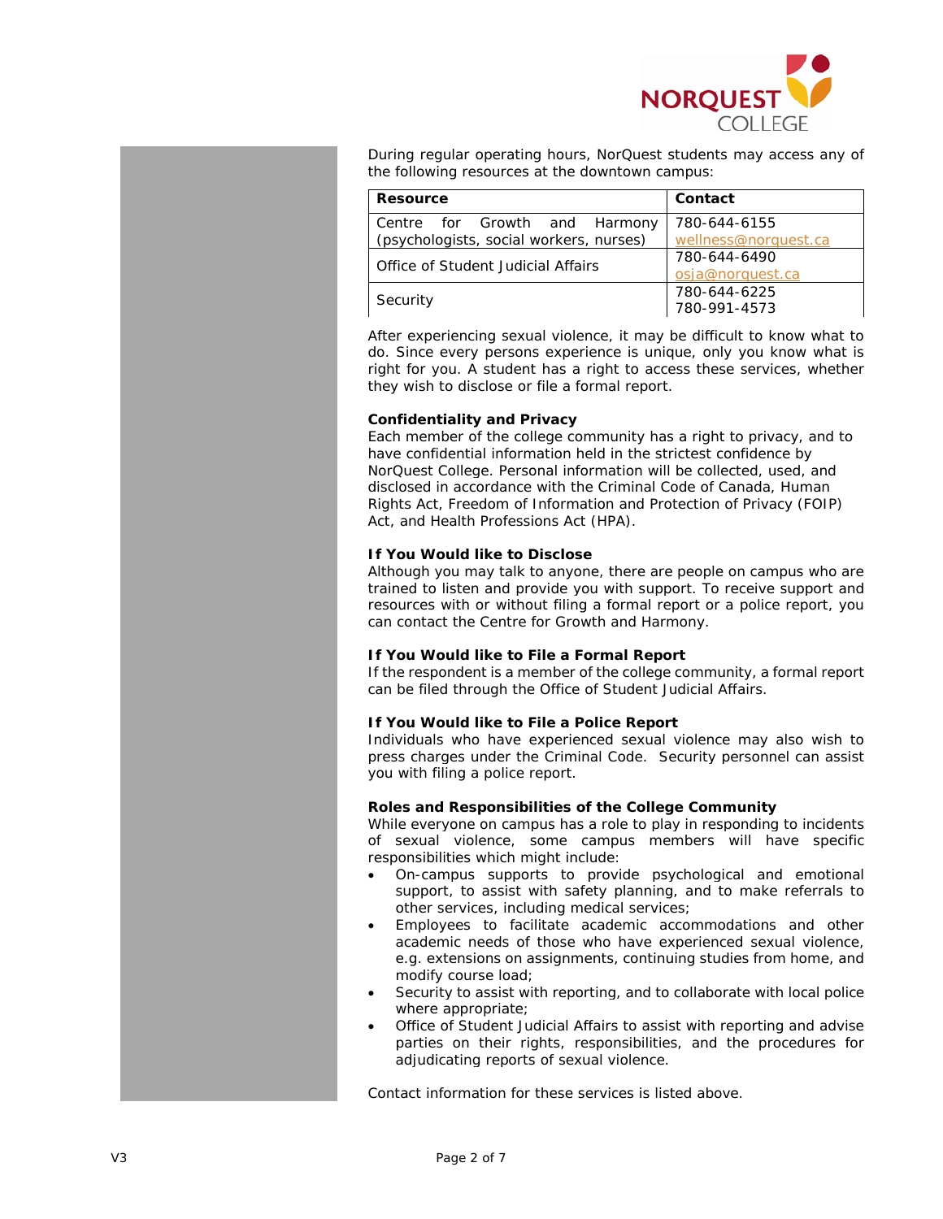During regular operating hours, NorQuest students may access any of the following resources at the downtown campus:

| Resource | Contact |
| --- | --- |
| Centre for Growth and Harmony (psychologists, social workers, nurses) | 780-644-6155<br>wellness@norquest.ca |
| Office of Student Judicial Affairs | 780-644-6490<br>osja@norquest.ca |
| Security | 780-644-6225<br>780-991-4573 |

After experiencing sexual violence, it may be difficult to know what to do. Since every persons experience is unique, only you know what is right for you. A student has a right to access these services, whether they wish to disclose or file a formal report.

**Confidentiality and Privacy**

Each member of the college community has a right to privacy, and to have confidential information held in the strictest confidence by NorQuest College. Personal information will be collected, used, and disclosed in accordance with the Criminal Code of Canada, Human Rights Act, Freedom of Information and Protection of Privacy (FOIP) Act, and Health Professions Act (HPA).

**If You Would like to Disclose**

Although you may talk to anyone, there are people on campus who are trained to listen and provide you with support. To receive support and resources with or without filing a formal report or a police report, you can contact the Centre for Growth and Harmony.

**If You Would like to File a Formal Report**

If the respondent is a member of the college community, a formal report can be filed through the Office of Student Judicial Affairs.

**If You Would like to File a Police Report**

Individuals who have experienced sexual violence may also wish to press charges under the Criminal Code. Security personnel can assist you with filing a police report.

**Roles and Responsibilities of the College Community**

While everyone on campus has a role to play in responding to incidents of sexual violence, some campus members will have specific responsibilities which might include:

- On-campus supports to provide psychological and emotional support, to assist with safety planning, and to make referrals to other services, including medical services;
- Employees to facilitate academic accommodations and other academic needs of those who have experienced sexual violence, e.g. extensions on assignments, continuing studies from home, and modify course load;
- Security to assist with reporting, and to collaborate with local police where appropriate;
- Office of Student Judicial Affairs to assist with reporting and advise parties on their rights, responsibilities, and the procedures for adjudicating reports of sexual violence.

Contact information for these services is listed above.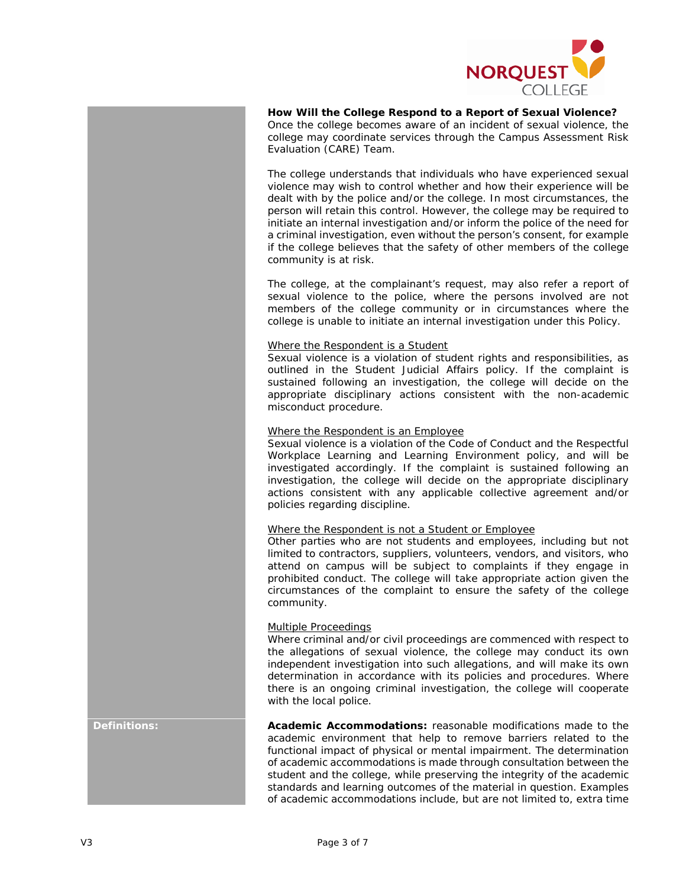**How Will the College Respond to a Report of Sexual Violence?**
Once the college becomes aware of an incident of sexual violence, the college may coordinate services through the Campus Assessment Risk Evaluation (CARE) Team.

The college understands that individuals who have experienced sexual violence may wish to control whether and how their experience will be dealt with by the police and/or the college. In most circumstances, the person will retain this control. However, the college may be required to initiate an internal investigation and/or inform the police of the need for a criminal investigation, even without the person's consent, for example if the college believes that the safety of other members of the college community is at risk.

The college, at the complainant's request, may also refer a report of sexual violence to the police, where the persons involved are not members of the college community or in circumstances where the college is unable to initiate an internal investigation under this Policy.

Where the Respondent is a Student
Sexual violence is a violation of student rights and responsibilities, as outlined in the Student Judicial Affairs policy. If the complaint is sustained following an investigation, the college will decide on the appropriate disciplinary actions consistent with the non-academic misconduct procedure.

Where the Respondent is an Employee
Sexual violence is a violation of the Code of Conduct and the Respectful Workplace Learning and Learning Environment policy, and will be investigated accordingly. If the complaint is sustained following an investigation, the college will decide on the appropriate disciplinary actions consistent with any applicable collective agreement and/or policies regarding discipline.

Where the Respondent is not a Student or Employee
Other parties who are not students and employees, including but not limited to contractors, suppliers, volunteers, vendors, and visitors, who attend on campus will be subject to complaints if they engage in prohibited conduct. The college will take appropriate action given the circumstances of the complaint to ensure the safety of the college community.

Multiple Proceedings
Where criminal and/or civil proceedings are commenced with respect to the allegations of sexual violence, the college may conduct its own independent investigation into such allegations, and will make its own determination in accordance with its policies and procedures. Where there is an ongoing criminal investigation, the college will cooperate with the local police.

**Definitions:**

**Academic Accommodations:** reasonable modifications made to the academic environment that help to remove barriers related to the functional impact of physical or mental impairment. The determination of academic accommodations is made through consultation between the student and the college, while preserving the integrity of the academic standards and learning outcomes of the material in question. Examples of academic accommodations include, but are not limited to, extra time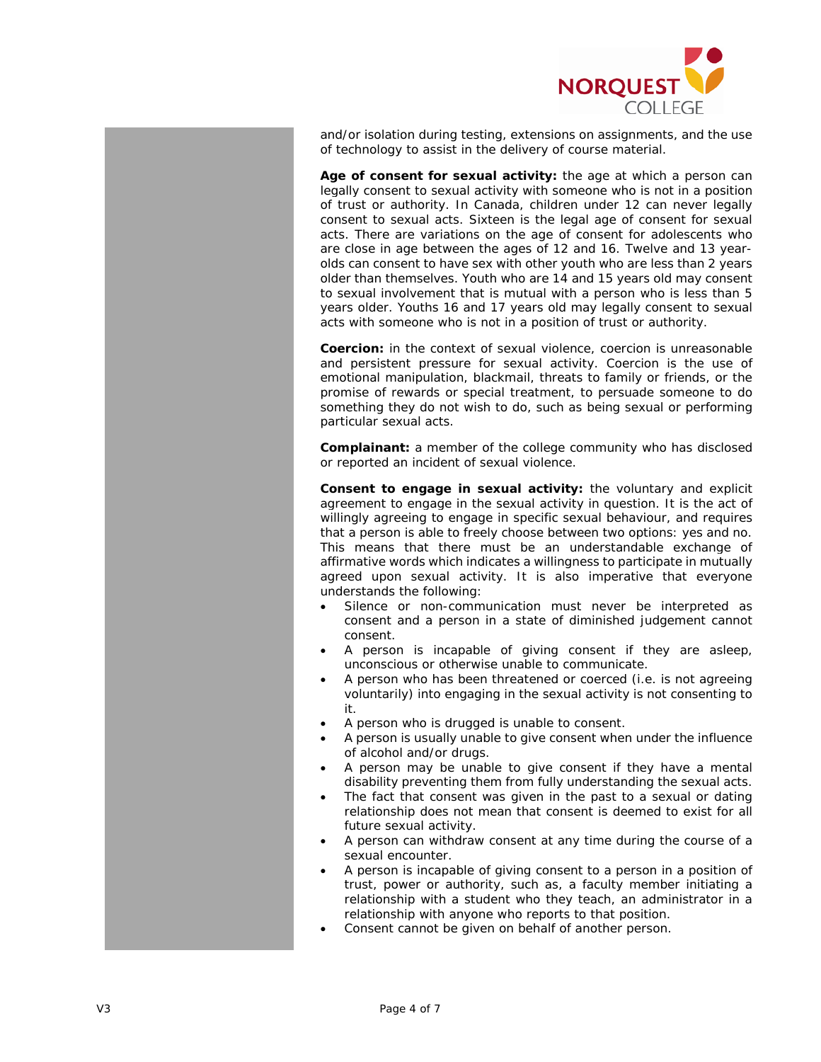and/or isolation during testing, extensions on assignments, and the use of technology to assist in the delivery of course material.

**Age of consent for sexual activity:** the age at which a person can legally consent to sexual activity with someone who is not in a position of trust or authority. In Canada, children under 12 can never legally consent to sexual acts. Sixteen is the legal age of consent for sexual acts. There are variations on the age of consent for adolescents who are close in age between the ages of 12 and 16. Twelve and 13 year-olds can consent to have sex with other youth who are less than 2 years older than themselves. Youth who are 14 and 15 years old may consent to sexual involvement that is mutual with a person who is less than 5 years older. Youths 16 and 17 years old may legally consent to sexual acts with someone who is not in a position of trust or authority.

**Coercion:** in the context of sexual violence, coercion is unreasonable and persistent pressure for sexual activity. Coercion is the use of emotional manipulation, blackmail, threats to family or friends, or the promise of rewards or special treatment, to persuade someone to do something they do not wish to do, such as being sexual or performing particular sexual acts.

**Complainant:** a member of the college community who has disclosed or reported an incident of sexual violence.

**Consent to engage in sexual activity:** the voluntary and explicit agreement to engage in the sexual activity in question. It is the act of willingly agreeing to engage in specific sexual behaviour, and requires that a person is able to freely choose between two options: yes and no. This means that there must be an understandable exchange of affirmative words which indicates a willingness to participate in mutually agreed upon sexual activity. It is also imperative that everyone understands the following:

- Silence or non-communication must never be interpreted as consent and a person in a state of diminished judgement cannot consent.
- A person is incapable of giving consent if they are asleep, unconscious or otherwise unable to communicate.
- A person who has been threatened or coerced (i.e. is not agreeing voluntarily) into engaging in the sexual activity is not consenting to it.
- A person who is drugged is unable to consent.
- A person is usually unable to give consent when under the influence of alcohol and/or drugs.
- A person may be unable to give consent if they have a mental disability preventing them from fully understanding the sexual acts.
- The fact that consent was given in the past to a sexual or dating relationship does not mean that consent is deemed to exist for all future sexual activity.
- A person can withdraw consent at any time during the course of a sexual encounter.
- A person is incapable of giving consent to a person in a position of trust, power or authority, such as, a faculty member initiating a relationship with a student who they teach, an administrator in a relationship with anyone who reports to that position.
- Consent cannot be given on behalf of another person.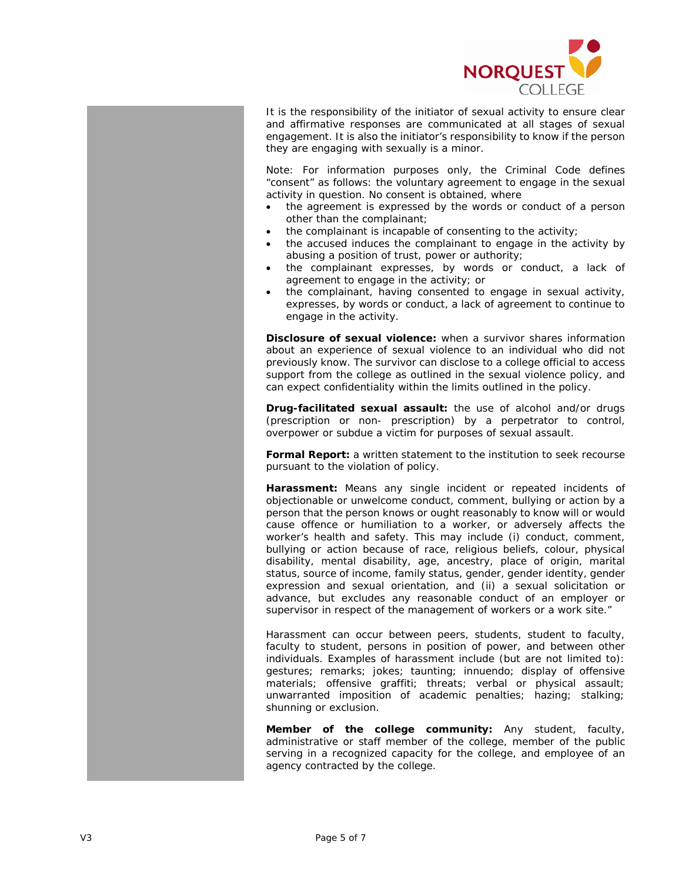It is the responsibility of the initiator of sexual activity to ensure clear and affirmative responses are communicated at all stages of sexual engagement. It is also the initiator's responsibility to know if the person they are engaging with sexually is a minor.

Note: For information purposes only, the Criminal Code defines "consent" as follows: the voluntary agreement to engage in the sexual activity in question. No consent is obtained, where

- the agreement is expressed by the words or conduct of a person other than the complainant;
- the complainant is incapable of consenting to the activity;
- the accused induces the complainant to engage in the activity by abusing a position of trust, power or authority;
- the complainant expresses, by words or conduct, a lack of agreement to engage in the activity; or
- the complainant, having consented to engage in sexual activity, expresses, by words or conduct, a lack of agreement to continue to engage in the activity.

**Disclosure of sexual violence:** when a survivor shares information about an experience of sexual violence to an individual who did not previously know. The survivor can disclose to a college official to access support from the college as outlined in the sexual violence policy, and can expect confidentiality within the limits outlined in the policy.

**Drug-facilitated sexual assault:** the use of alcohol and/or drugs (prescription or non- prescription) by a perpetrator to control, overpower or subdue a victim for purposes of sexual assault.

**Formal Report:** a written statement to the institution to seek recourse pursuant to the violation of policy.

**Harassment:** Means any single incident or repeated incidents of objectionable or unwelcome conduct, comment, bullying or action by a person that the person knows or ought reasonably to know will or would cause offence or humiliation to a worker, or adversely affects the worker's health and safety. This may include (i) conduct, comment, bullying or action because of race, religious beliefs, colour, physical disability, mental disability, age, ancestry, place of origin, marital status, source of income, family status, gender, gender identity, gender expression and sexual orientation, and (ii) a sexual solicitation or advance, but excludes any reasonable conduct of an employer or supervisor in respect of the management of workers or a work site."

Harassment can occur between peers, students, student to faculty, faculty to student, persons in position of power, and between other individuals. Examples of harassment include (but are not limited to): gestures; remarks; jokes; taunting; innuendo; display of offensive materials; offensive graffiti; threats; verbal or physical assault; unwarranted imposition of academic penalties; hazing; stalking; shunning or exclusion.

**Member of the college community:** Any student, faculty, administrative or staff member of the college, member of the public serving in a recognized capacity for the college, and employee of an agency contracted by the college.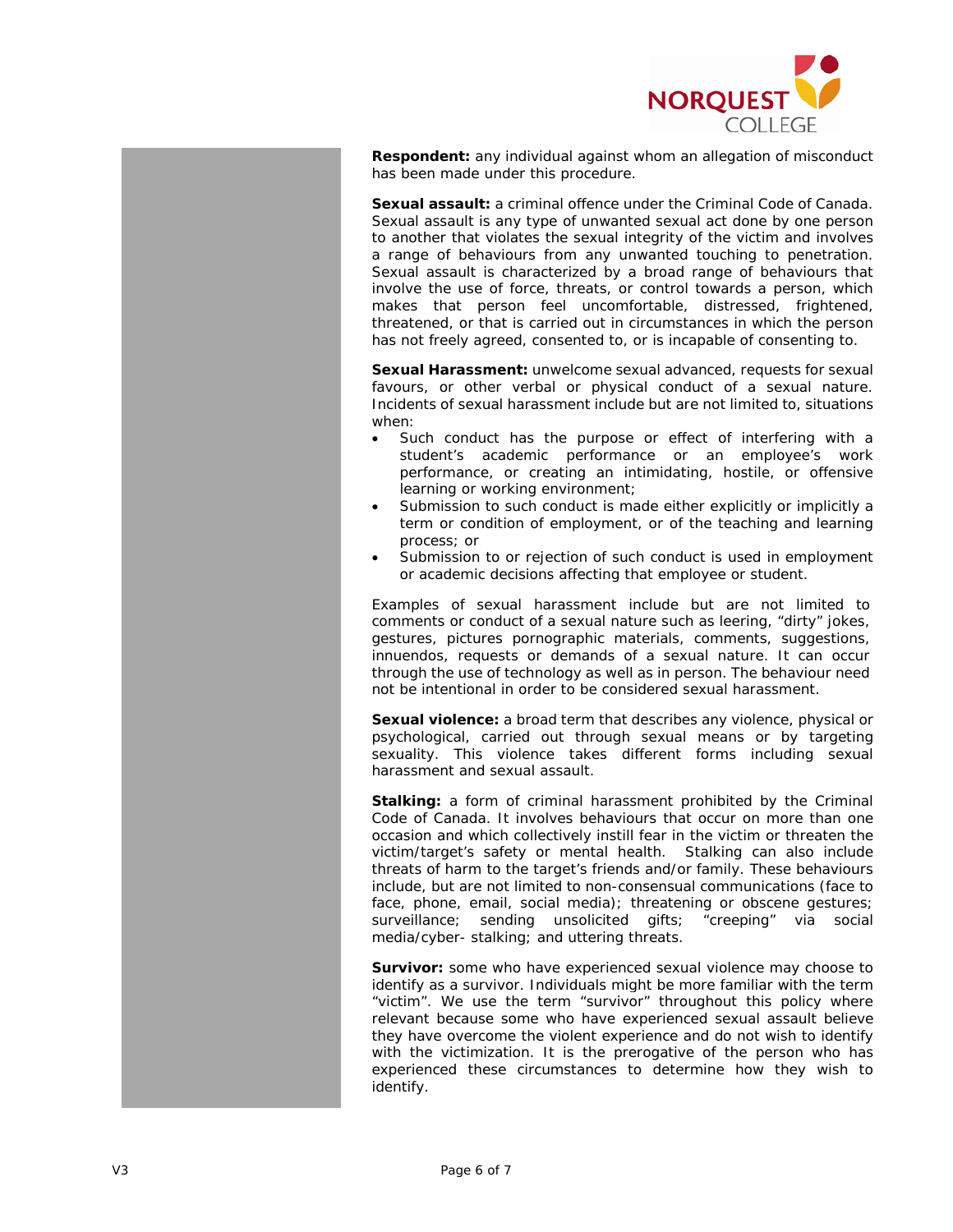**Respondent:** any individual against whom an allegation of misconduct has been made under this procedure.

**Sexual assault:** a criminal offence under the Criminal Code of Canada. Sexual assault is any type of unwanted sexual act done by one person to another that violates the sexual integrity of the victim and involves a range of behaviours from any unwanted touching to penetration. Sexual assault is characterized by a broad range of behaviours that involve the use of force, threats, or control towards a person, which makes that person feel uncomfortable, distressed, frightened, threatened, or that is carried out in circumstances in which the person has not freely agreed, consented to, or is incapable of consenting to.

**Sexual Harassment:** unwelcome sexual advanced, requests for sexual favours, or other verbal or physical conduct of a sexual nature. Incidents of sexual harassment include but are not limited to, situations when:

- Such conduct has the purpose or effect of interfering with a student's academic performance or an employee's work performance, or creating an intimidating, hostile, or offensive learning or working environment;
- Submission to such conduct is made either explicitly or implicitly a term or condition of employment, or of the teaching and learning process; or
- Submission to or rejection of such conduct is used in employment or academic decisions affecting that employee or student.

Examples of sexual harassment include but are not limited to comments or conduct of a sexual nature such as leering, "dirty" jokes, gestures, pictures pornographic materials, comments, suggestions, innuendos, requests or demands of a sexual nature. It can occur through the use of technology as well as in person. The behaviour need not be intentional in order to be considered sexual harassment.

**Sexual violence:** a broad term that describes any violence, physical or psychological, carried out through sexual means or by targeting sexuality. This violence takes different forms including sexual harassment and sexual assault.

**Stalking:** a form of criminal harassment prohibited by the Criminal Code of Canada. It involves behaviours that occur on more than one occasion and which collectively instill fear in the victim or threaten the victim/target's safety or mental health. Stalking can also include threats of harm to the target's friends and/or family. These behaviours include, but are not limited to non-consensual communications (face to face, phone, email, social media); threatening or obscene gestures; surveillance; sending unsolicited gifts; "creeping" via social media/cyber- stalking; and uttering threats.

**Survivor:** some who have experienced sexual violence may choose to identify as a survivor. Individuals might be more familiar with the term "victim". We use the term "survivor" throughout this policy where relevant because some who have experienced sexual assault believe they have overcome the violent experience and do not wish to identify with the victimization. It is the prerogative of the person who has experienced these circumstances to determine how they wish to identify.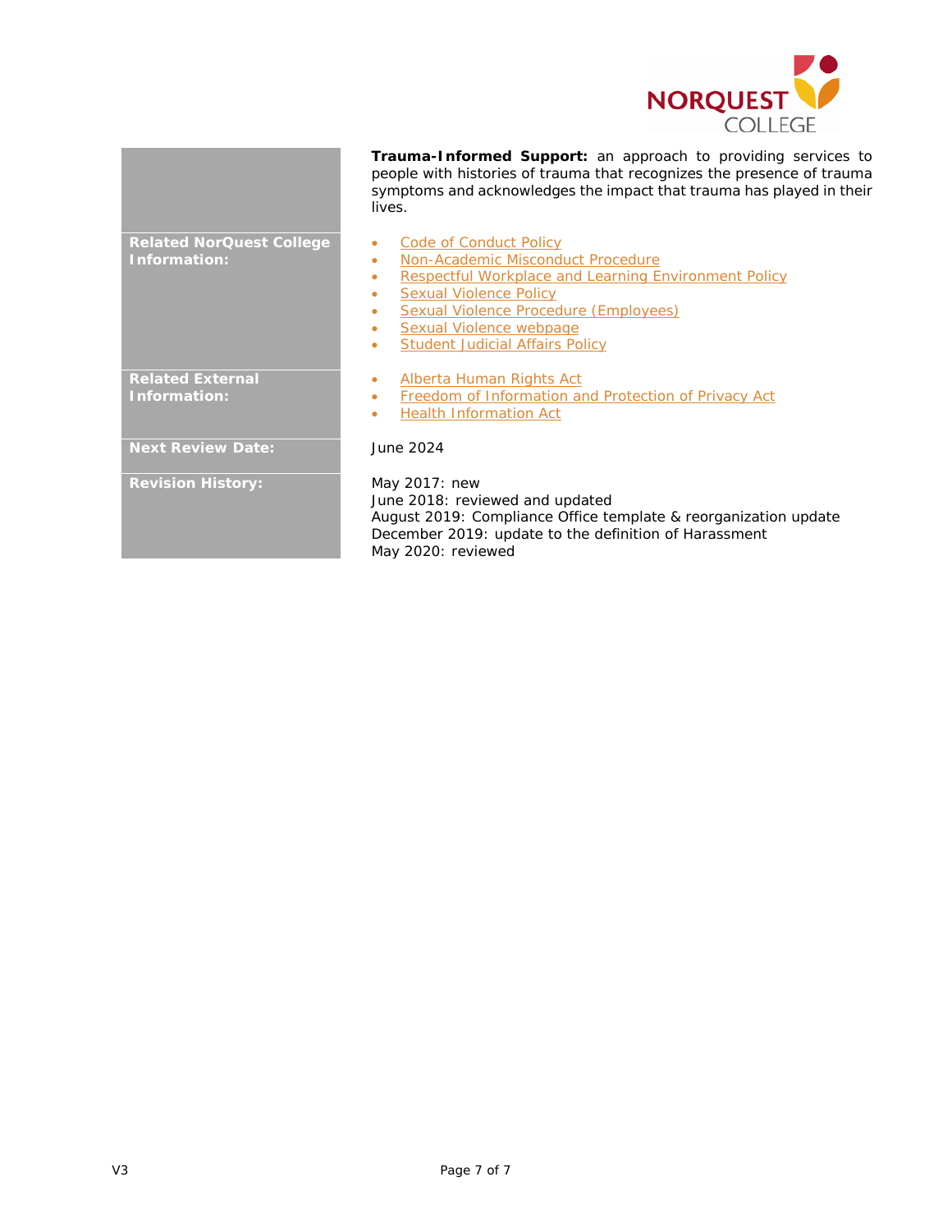| | |
|---|---|
| | **Trauma-Informed Support:** an approach to providing services to people with histories of trauma that recognizes the presence of trauma symptoms and acknowledges the impact that trauma has played in their lives. |
| **Related NorQuest College Information:** | • Code of Conduct Policy<br>• Non-Academic Misconduct Procedure<br>• Respectful Workplace and Learning Environment Policy<br>• Sexual Violence Policy<br>• Sexual Violence Procedure (Employees)<br>• Sexual Violence webpage<br>• Student Judicial Affairs Policy |
| **Related External Information:** | • Alberta Human Rights Act<br>• Freedom of Information and Protection of Privacy Act<br>• Health Information Act |
| **Next Review Date:** | June 2024 |
| **Revision History:** | May 2017: new<br>June 2018: reviewed and updated<br>August 2019: Compliance Office template & reorganization update<br>December 2019: update to the definition of Harassment<br>May 2020: reviewed |

V3